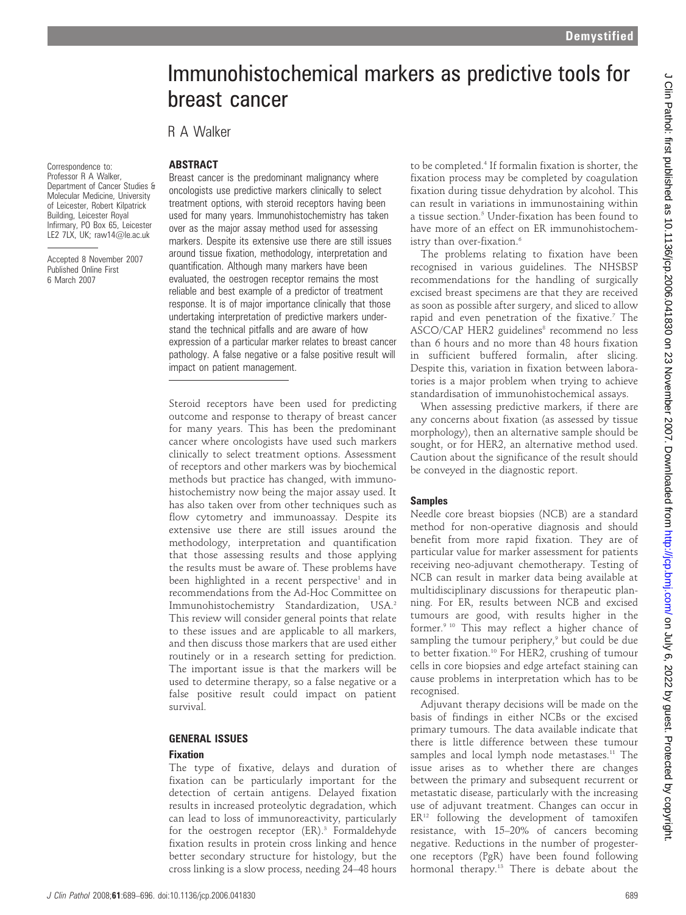# Immunohistochemical markers as predictive tools for breast cancer

R A Walker

Correspondence to: Professor R A Walker, Department of Cancer Studies & Molecular Medicine, University of Leicester, Robert Kilpatrick Building, Leicester Royal Infirmary, PO Box 65, Leicester LE2 7LX, UK; raw14@le.ac.uk

Accepted 8 November 2007
Published Online First 6 March 2007

## ABSTRACT

Breast cancer is the predominant malignancy where oncologists use predictive markers clinically to select treatment options, with steroid receptors having been used for many years. Immunohistochemistry has taken over as the major assay method used for assessing markers. Despite its extensive use there are still issues around tissue fixation, methodology, interpretation and quantification. Although many markers have been evaluated, the oestrogen receptor remains the most reliable and best example of a predictor of treatment response. It is of major importance clinically that those undertaking interpretation of predictive markers understand the technical pitfalls and are aware of how expression of a particular marker relates to breast cancer pathology. A false negative or a false positive result will impact on patient management.

Steroid receptors have been used for predicting outcome and response to therapy of breast cancer for many years. This has been the predominant cancer where oncologists have used such markers clinically to select treatment options. Assessment of receptors and other markers was by biochemical methods but practice has changed, with immunohistochemistry now being the major assay used. It has also taken over from other techniques such as flow cytometry and immunoassay. Despite its extensive use there are still issues around the methodology, interpretation and quantification that those assessing results and those applying the results must be aware of. These problems have been highlighted in a recent perspective[1] and in recommendations from the Ad-Hoc Committee on Immunohistochemistry Standardization, USA.[2] This review will consider general points that relate to these issues and are applicable to all markers, and then discuss those markers that are used either routinely or in a research setting for prediction. The important issue is that the markers will be used to determine therapy, so a false negative or a false positive result could impact on patient survival.

## GENERAL ISSUES

### Fixation

The type of fixative, delays and duration of fixation can be particularly important for the detection of certain antigens. Delayed fixation results in increased proteolytic degradation, which can lead to loss of immunoreactivity, particularly for the oestrogen receptor (ER).[3] Formaldehyde fixation results in protein cross linking and hence better secondary structure for histology, but the cross linking is a slow process, needing 24–48 hours to be completed.[4] If formalin fixation is shorter, the fixation process may be completed by coagulation fixation during tissue dehydration by alcohol. This can result in variations in immunostaining within a tissue section.[5] Under-fixation has been found to have more of an effect on ER immunohistochemistry than over-fixation.[6]

The problems relating to fixation have been recognised in various guidelines. The NHSBSP recommendations for the handling of surgically excised breast specimens are that they are received as soon as possible after surgery, and sliced to allow rapid and even penetration of the fixative.[7] The ASCO/CAP HER2 guidelines[8] recommend no less than 6 hours and no more than 48 hours fixation in sufficient buffered formalin, after slicing. Despite this, variation in fixation between laboratories is a major problem when trying to achieve standardisation of immunohistochemical assays.

When assessing predictive markers, if there are any concerns about fixation (as assessed by tissue morphology), then an alternative sample should be sought, or for HER2, an alternative method used. Caution about the significance of the result should be conveyed in the diagnostic report.

### Samples

Needle core breast biopsies (NCB) are a standard method for non-operative diagnosis and should benefit from more rapid fixation. They are of particular value for marker assessment for patients receiving neo-adjuvant chemotherapy. Testing of NCB can result in marker data being available at multidisciplinary discussions for therapeutic planning. For ER, results between NCB and excised tumours are good, with results higher in the former.[9,10] This may reflect a higher chance of sampling the tumour periphery,[9] but could be due to better fixation.[10] For HER2, crushing of tumour cells in core biopsies and edge artefact staining can cause problems in interpretation which has to be recognised.

Adjuvant therapy decisions will be made on the basis of findings in either NCBs or the excised primary tumours. The data available indicate that there is little difference between these tumour samples and local lymph node metastases.[11] The issue arises as to whether there are changes between the primary and subsequent recurrent or metastatic disease, particularly with the increasing use of adjuvant treatment. Changes can occur in ER[12] following the development of tamoxifen resistance, with 15–20% of cancers becoming negative. Reductions in the number of progesterone receptors (PgR) have been found following hormonal therapy.[13] There is debate about the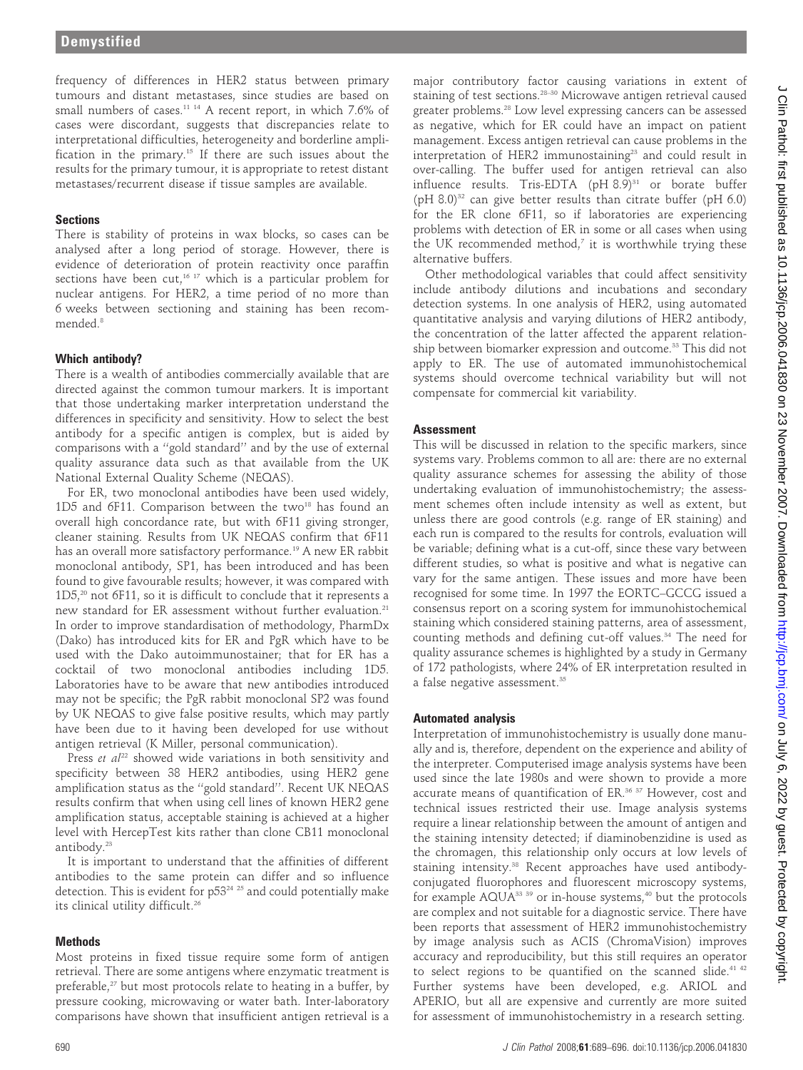frequency of differences in HER2 status between primary tumours and distant metastases, since studies are based on small numbers of cases.[11 14] A recent report, in which 7.6% of cases were discordant, suggests that discrepancies relate to interpretational difficulties, heterogeneity and borderline amplification in the primary.[15] If there are such issues about the results for the primary tumour, it is appropriate to retest distant metastases/recurrent disease if tissue samples are available.

### Sections

There is stability of proteins in wax blocks, so cases can be analysed after a long period of storage. However, there is evidence of deterioration of protein reactivity once paraffin sections have been cut,[16 17] which is a particular problem for nuclear antigens. For HER2, a time period of no more than 6 weeks between sectioning and staining has been recommended.[8]

### Which antibody?

There is a wealth of antibodies commercially available that are directed against the common tumour markers. It is important that those undertaking marker interpretation understand the differences in specificity and sensitivity. How to select the best antibody for a specific antigen is complex, but is aided by comparisons with a "gold standard" and by the use of external quality assurance data such as that available from the UK National External Quality Scheme (NEQAS).

For ER, two monoclonal antibodies have been used widely, 1D5 and 6F11. Comparison between the two[18] has found an overall high concordance rate, but with 6F11 giving stronger, cleaner staining. Results from UK NEQAS confirm that 6F11 has an overall more satisfactory performance.[19] A new ER rabbit monoclonal antibody, SP1, has been introduced and has been found to give favourable results; however, it was compared with 1D5,[20] not 6F11, so it is difficult to conclude that it represents a new standard for ER assessment without further evaluation.[21] In order to improve standardisation of methodology, PharmDx (Dako) has introduced kits for ER and PgR which have to be used with the Dako autoimmunostainer; that for ER has a cocktail of two monoclonal antibodies including 1D5. Laboratories have to be aware that new antibodies introduced may not be specific; the PgR rabbit monoclonal SP2 was found by UK NEQAS to give false positive results, which may partly have been due to it having been developed for use without antigen retrieval (K Miller, personal communication).

Press *et al*[22] showed wide variations in both sensitivity and specificity between 38 HER2 antibodies, using HER2 gene amplification status as the "gold standard". Recent UK NEQAS results confirm that when using cell lines of known HER2 gene amplification status, acceptable staining is achieved at a higher level with HercepTest kits rather than clone CB11 monoclonal antibody.[23]

It is important to understand that the affinities of different antibodies to the same protein can differ and so influence detection. This is evident for p53[24 25] and could potentially make its clinical utility difficult.[26]

### Methods

Most proteins in fixed tissue require some form of antigen retrieval. There are some antigens where enzymatic treatment is preferable,[27] but most protocols relate to heating in a buffer, by pressure cooking, microwaving or water bath. Inter-laboratory comparisons have shown that insufficient antigen retrieval is a major contributory factor causing variations in extent of staining of test sections.[28–30] Microwave antigen retrieval caused greater problems.[28] Low level expressing cancers can be assessed as negative, which for ER could have an impact on patient management. Excess antigen retrieval can cause problems in the interpretation of HER2 immunostaining[23] and could result in over-calling. The buffer used for antigen retrieval can also influence results. Tris-EDTA (pH 8.9)[31] or borate buffer (pH 8.0)[32] can give better results than citrate buffer (pH 6.0) for the ER clone 6F11, so if laboratories are experiencing problems with detection of ER in some or all cases when using the UK recommended method,[7] it is worthwhile trying these alternative buffers.

Other methodological variables that could affect sensitivity include antibody dilutions and incubations and secondary detection systems. In one analysis of HER2, using automated quantitative analysis and varying dilutions of HER2 antibody, the concentration of the latter affected the apparent relationship between biomarker expression and outcome.[33] This did not apply to ER. The use of automated immunohistochemical systems should overcome technical variability but will not compensate for commercial kit variability.

### Assessment

This will be discussed in relation to the specific markers, since systems vary. Problems common to all are: there are no external quality assurance schemes for assessing the ability of those undertaking evaluation of immunohistochemistry; the assessment schemes often include intensity as well as extent, but unless there are good controls (e.g. range of ER staining) and each run is compared to the results for controls, evaluation will be variable; defining what is a cut-off, since these vary between different studies, so what is positive and what is negative can vary for the same antigen. These issues and more have been recognised for some time. In 1997 the EORTC–GCCG issued a consensus report on a scoring system for immunohistochemical staining which considered staining patterns, area of assessment, counting methods and defining cut-off values.[34] The need for quality assurance schemes is highlighted by a study in Germany of 172 pathologists, where 24% of ER interpretation resulted in a false negative assessment.[35]

### Automated analysis

Interpretation of immunohistochemistry is usually done manually and is, therefore, dependent on the experience and ability of the interpreter. Computerised image analysis systems have been used since the late 1980s and were shown to provide a more accurate means of quantification of ER.[36 37] However, cost and technical issues restricted their use. Image analysis systems require a linear relationship between the amount of antigen and the staining intensity detected; if diaminobenzidine is used as the chromagen, this relationship only occurs at low levels of staining intensity.[38] Recent approaches have used antibody-conjugated fluorophores and fluorescent microscopy systems, for example AQUA[33 39] or in-house systems,[40] but the protocols are complex and not suitable for a diagnostic service. There have been reports that assessment of HER2 immunohistochemistry by image analysis such as ACIS (ChromaVision) improves accuracy and reproducibility, but this still requires an operator to select regions to be quantified on the scanned slide.[41 42] Further systems have been developed, e.g. ARIOL and APERIO, but all are expensive and currently are more suited for assessment of immunohistochemistry in a research setting.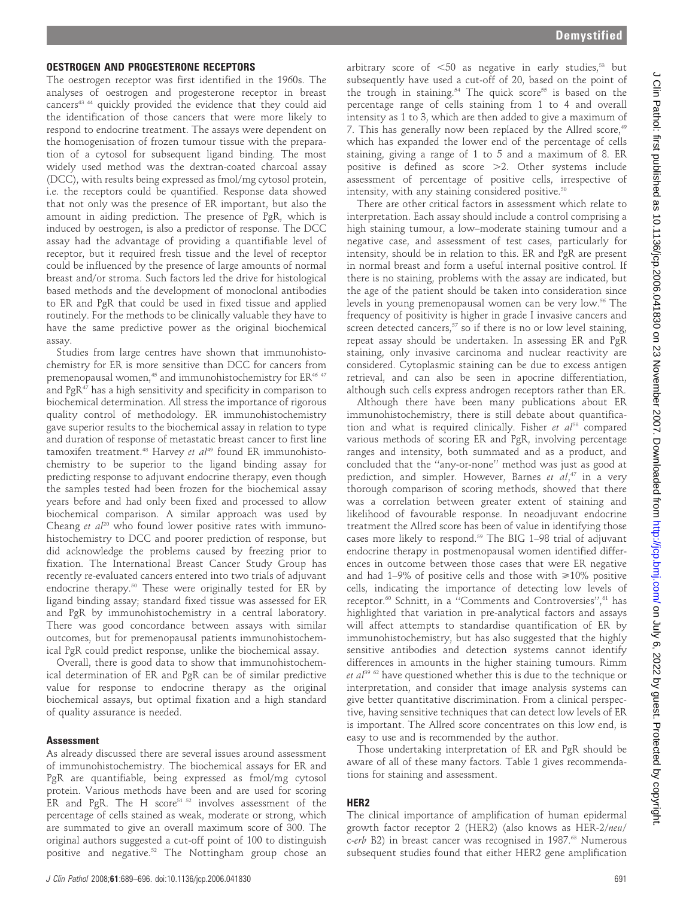## OESTROGEN AND PROGESTERONE RECEPTORS

The oestrogen receptor was first identified in the 1960s. The analyses of oestrogen and progesterone receptor in breast cancers[43 44] quickly provided the evidence that they could aid the identification of those cancers that were more likely to respond to endocrine treatment. The assays were dependent on the homogenisation of frozen tumour tissue with the preparation of a cytosol for subsequent ligand binding. The most widely used method was the dextran-coated charcoal assay (DCC), with results being expressed as fmol/mg cytosol protein, i.e. the receptors could be quantified. Response data showed that not only was the presence of ER important, but also the amount in aiding prediction. The presence of PgR, which is induced by oestrogen, is also a predictor of response. The DCC assay had the advantage of providing a quantifiable level of receptor, but it required fresh tissue and the level of receptor could be influenced by the presence of large amounts of normal breast and/or stroma. Such factors led the drive for histological based methods and the development of monoclonal antibodies to ER and PgR that could be used in fixed tissue and applied routinely. For the methods to be clinically valuable they have to have the same predictive power as the original biochemical assay.

Studies from large centres have shown that immunohistochemistry for ER is more sensitive than DCC for cancers from premenopausal women,[45] and immunohistochemistry for ER[46 47] and PgR[47] has a high sensitivity and specificity in comparison to biochemical determination. All stress the importance of rigorous quality control of methodology. ER immunohistochemistry gave superior results to the biochemical assay in relation to type and duration of response of metastatic breast cancer to first line tamoxifen treatment.[48] Harvey *et al*[49] found ER immunohistochemistry to be superior to the ligand binding assay for predicting response to adjuvant endocrine therapy, even though the samples tested had been frozen for the biochemical assay years before and had only been fixed and processed to allow biochemical comparison. A similar approach was used by Cheang *et al*[20] who found lower positive rates with immunohistochemistry to DCC and poorer prediction of response, but did acknowledge the problems caused by freezing prior to fixation. The International Breast Cancer Study Group has recently re-evaluated cancers entered into two trials of adjuvant endocrine therapy.[50] These were originally tested for ER by ligand binding assay; standard fixed tissue was assessed for ER and PgR by immunohistochemistry in a central laboratory. There was good concordance between assays with similar outcomes, but for premenopausal patients immunohistochemical PgR could predict response, unlike the biochemical assay.

Overall, there is good data to show that immunohistochemical determination of ER and PgR can be of similar predictive value for response to endocrine therapy as the original biochemical assays, but optimal fixation and a high standard of quality assurance is needed.

### Assessment

As already discussed there are several issues around assessment of immunohistochemistry. The biochemical assays for ER and PgR are quantifiable, being expressed as fmol/mg cytosol protein. Various methods have been and are used for scoring ER and PgR. The H score[51 52] involves assessment of the percentage of cells stained as weak, moderate or strong, which are summated to give an overall maximum score of 300. The original authors suggested a cut-off point of 100 to distinguish positive and negative.[52] The Nottingham group chose an arbitrary score of <50 as negative in early studies,[53] but subsequently have used a cut-off of 20, based on the point of the trough in staining.[54] The quick score[55] is based on the percentage range of cells staining from 1 to 4 and overall intensity as 1 to 3, which are then added to give a maximum of 7. This has generally now been replaced by the Allred score,[49] which has expanded the lower end of the percentage of cells staining, giving a range of 1 to 5 and a maximum of 8. ER positive is defined as score >2. Other systems include assessment of percentage of positive cells, irrespective of intensity, with any staining considered positive.[50]

There are other critical factors in assessment which relate to interpretation. Each assay should include a control comprising a high staining tumour, a low–moderate staining tumour and a negative case, and assessment of test cases, particularly for intensity, should be in relation to this. ER and PgR are present in normal breast and form a useful internal positive control. If there is no staining, problems with the assay are indicated, but the age of the patient should be taken into consideration since levels in young premenopausal women can be very low.[56] The frequency of positivity is higher in grade I invasive cancers and screen detected cancers,[57] so if there is no or low level staining, repeat assay should be undertaken. In assessing ER and PgR staining, only invasive carcinoma and nuclear reactivity are considered. Cytoplasmic staining can be due to excess antigen retrieval, and can also be seen in apocrine differentiation, although such cells express androgen receptors rather than ER.

Although there have been many publications about ER immunohistochemistry, there is still debate about quantification and what is required clinically. Fisher *et al*[58] compared various methods of scoring ER and PgR, involving percentage ranges and intensity, both summated and as a product, and concluded that the "any-or-none" method was just as good at prediction, and simpler. However, Barnes *et al*,[47] in a very thorough comparison of scoring methods, showed that there was a correlation between greater extent of staining and likelihood of favourable response. In neoadjuvant endocrine treatment the Allred score has been of value in identifying those cases more likely to respond.[59] The BIG 1–98 trial of adjuvant endocrine therapy in postmenopausal women identified differences in outcome between those cases that were ER negative and had 1–9% of positive cells and those with ⩾10% positive cells, indicating the importance of detecting low levels of receptor.[60] Schnitt, in a "Comments and Controversies",[61] has highlighted that variation in pre-analytical factors and assays will affect attempts to standardise quantification of ER by immunohistochemistry, but has also suggested that the highly sensitive antibodies and detection systems cannot identify differences in amounts in the higher staining tumours. Rimm *et al*[59 62] have questioned whether this is due to the technique or interpretation, and consider that image analysis systems can give better quantitative discrimination. From a clinical perspective, having sensitive techniques that can detect low levels of ER is important. The Allred score concentrates on this low end, is easy to use and is recommended by the author.

Those undertaking interpretation of ER and PgR should be aware of all of these many factors. Table 1 gives recommendations for staining and assessment.

## HER2

The clinical importance of amplification of human epidermal growth factor receptor 2 (HER2) (also known as HER-2/*neu*/c-*erb* B2) in breast cancer was recognised in 1987.[63] Numerous subsequent studies found that either HER2 gene amplification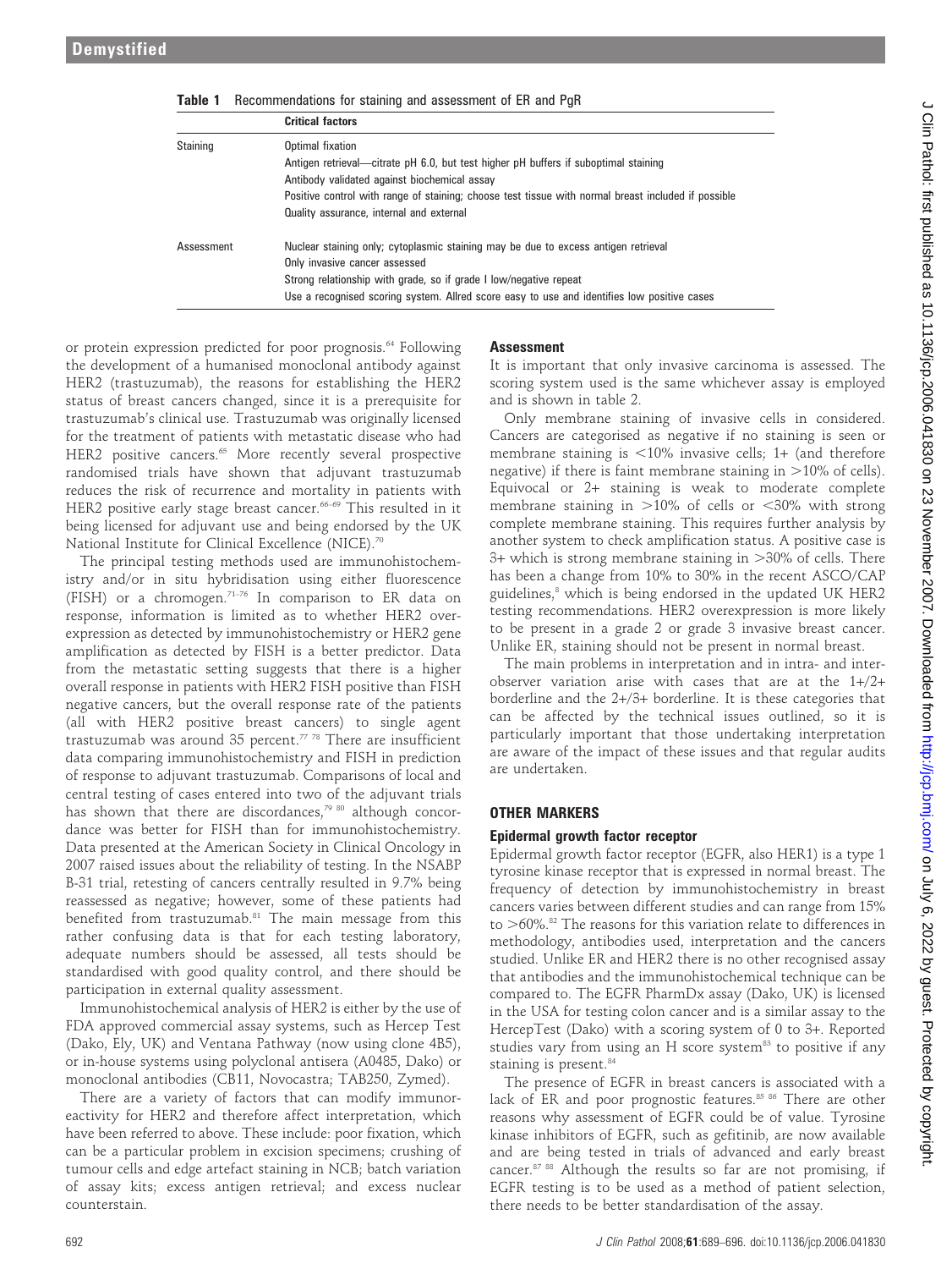**Table 1** Recommendations for staining and assessment of ER and PgR

| | Critical factors |
|---|---|
| Staining | Optimal fixation<br>Antigen retrieval—citrate pH 6.0, but test higher pH buffers if suboptimal staining<br>Antibody validated against biochemical assay<br>Positive control with range of staining; choose test tissue with normal breast included if possible<br>Quality assurance, internal and external |
| Assessment | Nuclear staining only; cytoplasmic staining may be due to excess antigen retrieval<br>Only invasive cancer assessed<br>Strong relationship with grade, so if grade I low/negative repeat<br>Use a recognised scoring system. Allred score easy to use and identifies low positive cases |

or protein expression predicted for poor prognosis.[64] Following the development of a humanised monoclonal antibody against HER2 (trastuzumab), the reasons for establishing the HER2 status of breast cancers changed, since it is a prerequisite for trastuzumab's clinical use. Trastuzumab was originally licensed for the treatment of patients with metastatic disease who had HER2 positive cancers.[65] More recently several prospective randomised trials have shown that adjuvant trastuzumab reduces the risk of recurrence and mortality in patients with HER2 positive early stage breast cancer.[66–69] This resulted in it being licensed for adjuvant use and being endorsed by the UK National Institute for Clinical Excellence (NICE).[70]

The principal testing methods used are immunohistochemistry and/or in situ hybridisation using either fluorescence (FISH) or a chromogen.[71–76] In comparison to ER data on response, information is limited as to whether HER2 overexpression as detected by immunohistochemistry or HER2 gene amplification as detected by FISH is a better predictor. Data from the metastatic setting suggests that there is a higher overall response in patients with HER2 FISH positive than FISH negative cancers, but the overall response rate of the patients (all with HER2 positive breast cancers) to single agent trastuzumab was around 35 percent.[77 78] There are insufficient data comparing immunohistochemistry and FISH in prediction of response to adjuvant trastuzumab. Comparisons of local and central testing of cases entered into two of the adjuvant trials has shown that there are discordances,[79 80] although concordance was better for FISH than for immunohistochemistry. Data presented at the American Society in Clinical Oncology in 2007 raised issues about the reliability of testing. In the NSABP B-31 trial, retesting of cancers centrally resulted in 9.7% being reassessed as negative; however, some of these patients had benefited from trastuzumab.[81] The main message from this rather confusing data is that for each testing laboratory, adequate numbers should be assessed, all tests should be standardised with good quality control, and there should be participation in external quality assessment.

Immunohistochemical analysis of HER2 is either by the use of FDA approved commercial assay systems, such as Hercep Test (Dako, Ely, UK) and Ventana Pathway (now using clone 4B5), or in-house systems using polyclonal antisera (A0485, Dako) or monoclonal antibodies (CB11, Novocastra; TAB250, Zymed).

There are a variety of factors that can modify immunoreactivity for HER2 and therefore affect interpretation, which have been referred to above. These include: poor fixation, which can be a particular problem in excision specimens; crushing of tumour cells and edge artefact staining in NCB; batch variation of assay kits; excess antigen retrieval; and excess nuclear counterstain.

### Assessment

It is important that only invasive carcinoma is assessed. The scoring system used is the same whichever assay is employed and is shown in table 2.

Only membrane staining of invasive cells in considered. Cancers are categorised as negative if no staining is seen or membrane staining is <10% invasive cells; 1+ (and therefore negative) if there is faint membrane staining in >10% of cells). Equivocal or 2+ staining is weak to moderate complete membrane staining in >10% of cells or <30% with strong complete membrane staining. This requires further analysis by another system to check amplification status. A positive case is 3+ which is strong membrane staining in >30% of cells. There has been a change from 10% to 30% in the recent ASCO/CAP guidelines,[8] which is being endorsed in the updated UK HER2 testing recommendations. HER2 overexpression is more likely to be present in a grade 2 or grade 3 invasive breast cancer. Unlike ER, staining should not be present in normal breast.

The main problems in interpretation and in intra- and interobserver variation arise with cases that are at the 1+/2+ borderline and the 2+/3+ borderline. It is these categories that can be affected by the technical issues outlined, so it is particularly important that those undertaking interpretation are aware of the impact of these issues and that regular audits are undertaken.

## OTHER MARKERS

### Epidermal growth factor receptor

Epidermal growth factor receptor (EGFR, also HER1) is a type 1 tyrosine kinase receptor that is expressed in normal breast. The frequency of detection by immunohistochemistry in breast cancers varies between different studies and can range from 15% to >60%.[82] The reasons for this variation relate to differences in methodology, antibodies used, interpretation and the cancers studied. Unlike ER and HER2 there is no other recognised assay that antibodies and the immunohistochemical technique can be compared to. The EGFR PharmDx assay (Dako, UK) is licensed in the USA for testing colon cancer and is a similar assay to the HercepTest (Dako) with a scoring system of 0 to 3+. Reported studies vary from using an H score system[83] to positive if any staining is present.[84]

The presence of EGFR in breast cancers is associated with a lack of ER and poor prognostic features.[85 86] There are other reasons why assessment of EGFR could be of value. Tyrosine kinase inhibitors of EGFR, such as gefitinib, are now available and are being tested in trials of advanced and early breast cancer.[87 88] Although the results so far are not promising, if EGFR testing is to be used as a method of patient selection, there needs to be better standardisation of the assay.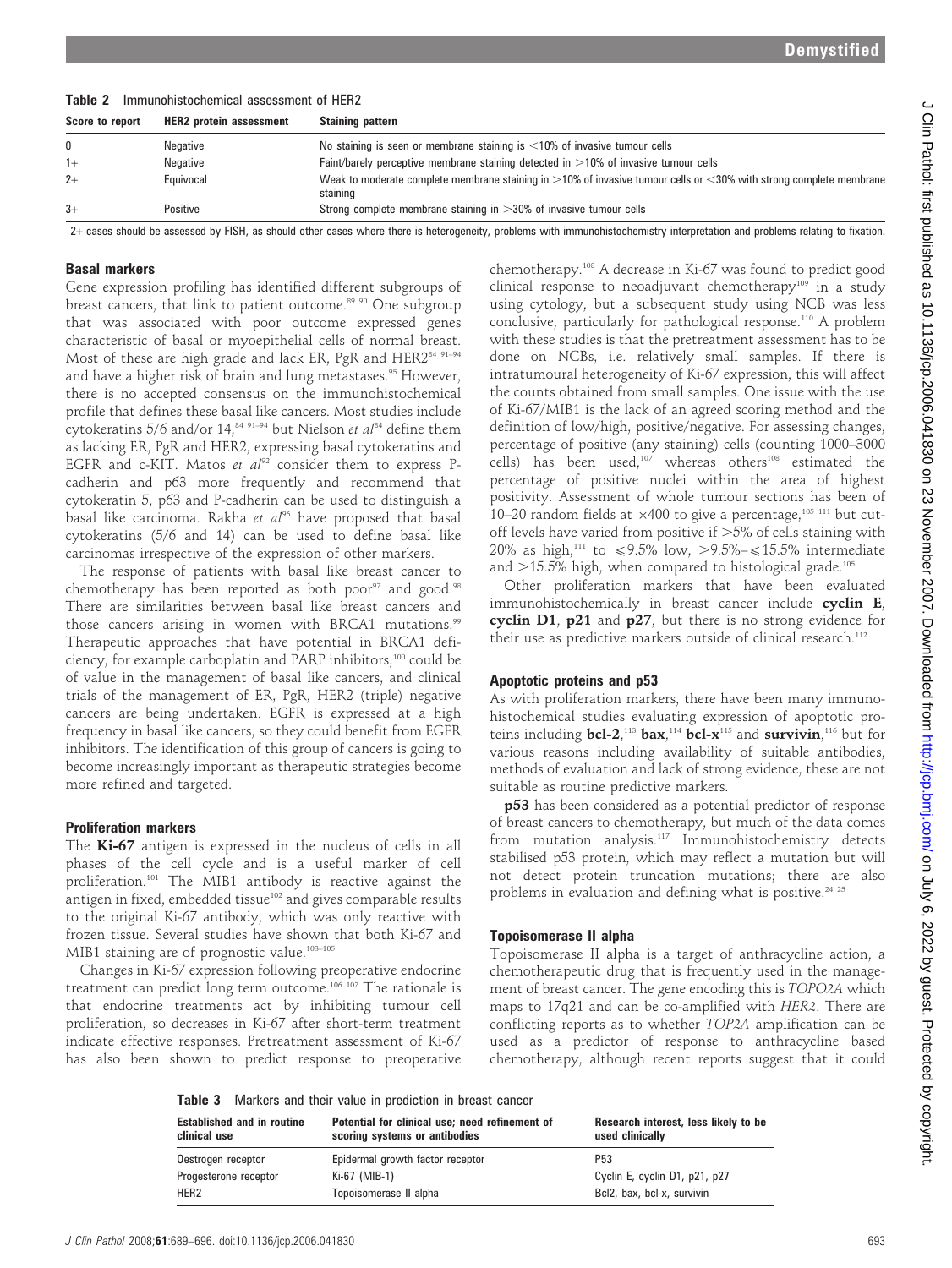**Table 2** Immunohistochemical assessment of HER2

| Score to report | HER2 protein assessment | Staining pattern |
|---|---|---|
| 0 | Negative | No staining is seen or membrane staining is <10% of invasive tumour cells |
| 1+ | Negative | Faint/barely perceptive membrane staining detected in >10% of invasive tumour cells |
| 2+ | Equivocal | Weak to moderate complete membrane staining in >10% of invasive tumour cells or <30% with strong complete membrane staining |
| 3+ | Positive | Strong complete membrane staining in >30% of invasive tumour cells |

2+ cases should be assessed by FISH, as should other cases where there is heterogeneity, problems with immunohistochemistry interpretation and problems relating to fixation.

### Basal markers

Gene expression profiling has identified different subgroups of breast cancers, that link to patient outcome.[89 90] One subgroup that was associated with poor outcome expressed genes characteristic of basal or myoepithelial cells of normal breast. Most of these are high grade and lack ER, PgR and HER2[84 91–94] and have a higher risk of brain and lung metastases.[95] However, there is no accepted consensus on the immunohistochemical profile that defines these basal like cancers. Most studies include cytokeratins 5/6 and/or 14,[84 91–94] but Nielson *et al*[84] define them as lacking ER, PgR and HER2, expressing basal cytokeratins and EGFR and c-KIT. Matos *et al*[92] consider them to express P-cadherin and p63 more frequently and recommend that cytokeratin 5, p63 and P-cadherin can be used to distinguish a basal like carcinoma. Rakha *et al*[96] have proposed that basal cytokeratins (5/6 and 14) can be used to define basal like carcinomas irrespective of the expression of other markers.

The response of patients with basal like breast cancer to chemotherapy has been reported as both poor[97] and good.[98] There are similarities between basal like breast cancers and those cancers arising in women with BRCA1 mutations.[99] Therapeutic approaches that have potential in BRCA1 deficiency, for example carboplatin and PARP inhibitors,[100] could be of value in the management of basal like cancers, and clinical trials of the management of ER, PgR, HER2 (triple) negative cancers are being undertaken. EGFR is expressed at a high frequency in basal like cancers, so they could benefit from EGFR inhibitors. The identification of this group of cancers is going to become increasingly important as therapeutic strategies become more refined and targeted.

### Proliferation markers

The **Ki-67** antigen is expressed in the nucleus of cells in all phases of the cell cycle and is a useful marker of cell proliferation.[101] The MIB1 antibody is reactive against the antigen in fixed, embedded tissue[102] and gives comparable results to the original Ki-67 antibody, which was only reactive with frozen tissue. Several studies have shown that both Ki-67 and MIB1 staining are of prognostic value.[103–105]

Changes in Ki-67 expression following preoperative endocrine treatment can predict long term outcome.[106 107] The rationale is that endocrine treatments act by inhibiting tumour cell proliferation, so decreases in Ki-67 after short-term treatment indicate effective responses. Pretreatment assessment of Ki-67 has also been shown to predict response to preoperative chemotherapy.[108] A decrease in Ki-67 was found to predict good clinical response to neoadjuvant chemotherapy[109] in a study using cytology, but a subsequent study using NCB was less conclusive, particularly for pathological response.[110] A problem with these studies is that the pretreatment assessment has to be done on NCBs, i.e. relatively small samples. If there is intratumoural heterogeneity of Ki-67 expression, this will affect the counts obtained from small samples. One issue with the use of Ki-67/MIB1 is the lack of an agreed scoring method and the definition of low/high, positive/negative. For assessing changes, percentage of positive (any staining) cells (counting 1000–3000 cells) has been used,[107] whereas others[108] estimated the percentage of positive nuclei within the area of highest positivity. Assessment of whole tumour sections has been of 10–20 random fields at ×400 to give a percentage,[105 111] but cut-off levels have varied from positive if >5% of cells staining with 20% as high,[111] to ⩽9.5% low, >9.5%–⩽15.5% intermediate and >15.5% high, when compared to histological grade.[105]

Other proliferation markers that have been evaluated immunohistochemically in breast cancer include **cyclin E**, **cyclin D1**, **p21** and **p27**, but there is no strong evidence for their use as predictive markers outside of clinical research.[112]

### Apoptotic proteins and p53

As with proliferation markers, there have been many immunohistochemical studies evaluating expression of apoptotic proteins including **bcl-2**,[113] **bax**,[114] **bcl-x**[115] and **survivin**,[116] but for various reasons including availability of suitable antibodies, methods of evaluation and lack of strong evidence, these are not suitable as routine predictive markers.

**p53** has been considered as a potential predictor of response of breast cancers to chemotherapy, but much of the data comes from mutation analysis.[117] Immunohistochemistry detects stabilised p53 protein, which may reflect a mutation but will not detect protein truncation mutations; there are also problems in evaluation and defining what is positive.[24 25]

### Topoisomerase II alpha

Topoisomerase II alpha is a target of anthracycline action, a chemotherapeutic drug that is frequently used in the management of breast cancer. The gene encoding this is *TOPO2A* which maps to 17q21 and can be co-amplified with *HER2*. There are conflicting reports as to whether *TOP2A* amplification can be used as a predictor of response to anthracycline based chemotherapy, although recent reports suggest that it could

**Table 3** Markers and their value in prediction in breast cancer

| Established and in routine clinical use | Potential for clinical use; need refinement of scoring systems or antibodies | Research interest, less likely to be used clinically |
|---|---|---|
| Oestrogen receptor | Epidermal growth factor receptor | P53 |
| Progesterone receptor | Ki-67 (MIB-1) | Cyclin E, cyclin D1, p21, p27 |
| HER2 | Topoisomerase II alpha | Bcl2, bax, bcl-x, survivin |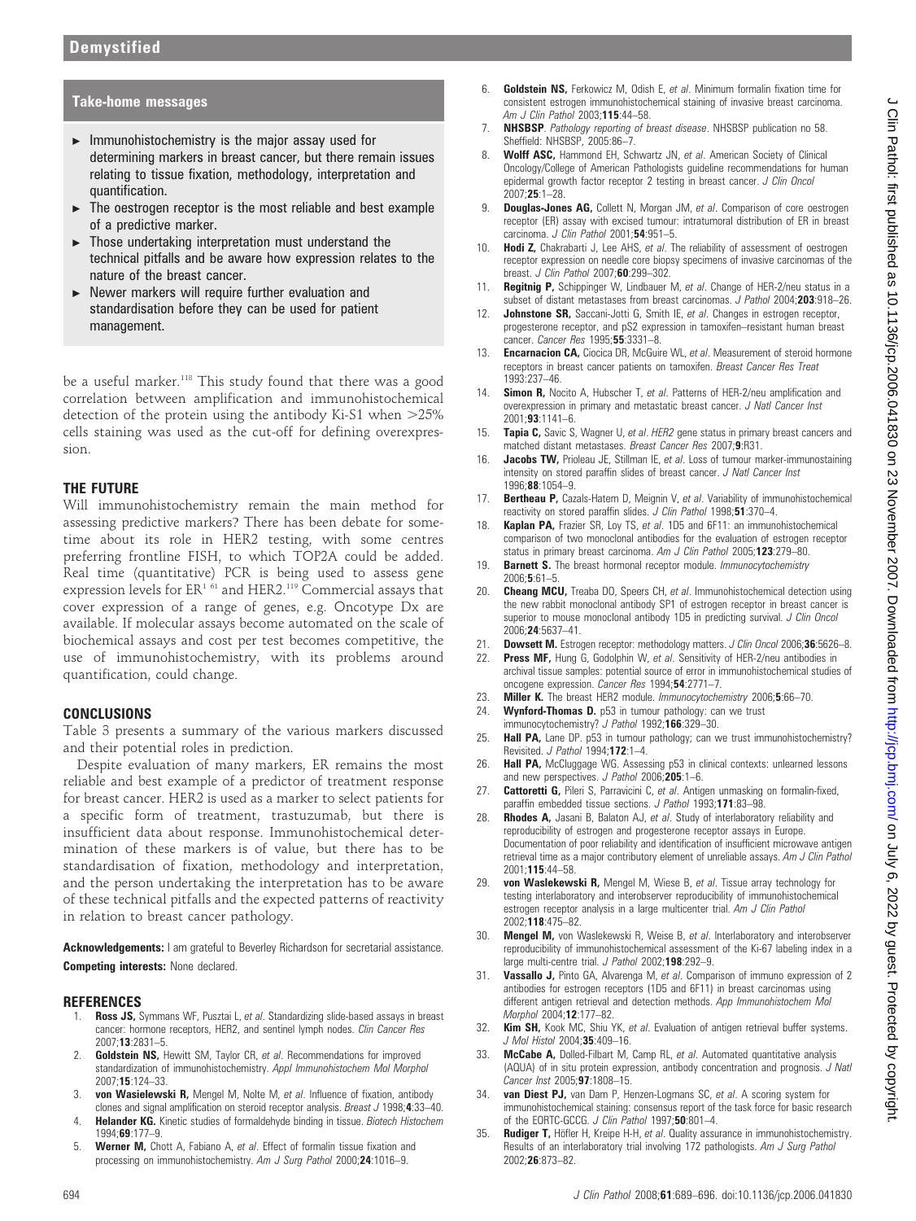## Take-home messages

- Immunohistochemistry is the major assay used for determining markers in breast cancer, but there remain issues relating to tissue fixation, methodology, interpretation and quantification.
- The oestrogen receptor is the most reliable and best example of a predictive marker.
- Those undertaking interpretation must understand the technical pitfalls and be aware how expression relates to the nature of the breast cancer.
- Newer markers will require further evaluation and standardisation before they can be used for patient management.

be a useful marker.[118] This study found that there was a good correlation between amplification and immunohistochemical detection of the protein using the antibody Ki-S1 when >25% cells staining was used as the cut-off for defining overexpression.

## THE FUTURE

Will immunohistochemistry remain the main method for assessing predictive markers? There has been debate for some-time about its role in HER2 testing, with some centres preferring frontline FISH, to which TOP2A could be added. Real time (quantitative) PCR is being used to assess gene expression levels for ER[1 61] and HER2.[119] Commercial assays that cover expression of a range of genes, e.g. Oncotype Dx are available. If molecular assays become automated on the scale of biochemical assays and cost per test becomes competitive, the use of immunohistochemistry, with its problems around quantification, could change.

## CONCLUSIONS

Table 3 presents a summary of the various markers discussed and their potential roles in prediction.

Despite evaluation of many markers, ER remains the most reliable and best example of a predictor of treatment response for breast cancer. HER2 is used as a marker to select patients for a specific form of treatment, trastuzumab, but there is insufficient data about response. Immunohistochemical determination of these markers is of value, but there has to be standardisation of fixation, methodology and interpretation, and the person undertaking the interpretation has to be aware of these technical pitfalls and the expected patterns of reactivity in relation to breast cancer pathology.

**Acknowledgements:** I am grateful to Beverley Richardson for secretarial assistance.

**Competing interests:** None declared.

## REFERENCES

1. **Ross JS,** Symmans WF, Pusztai L, *et al*. Standardizing slide-based assays in breast cancer: hormone receptors, HER2, and sentinel lymph nodes. *Clin Cancer Res* 2007;**13**:2831–5.
2. **Goldstein NS,** Hewitt SM, Taylor CR, *et al*. Recommendations for improved standardization of immunohistochemistry. *Appl Immunohistochem Mol Morphol* 2007;**15**:124–33.
3. **von Wasielewski R,** Mengel M, Nolte M, *et al*. Influence of fixation, antibody clones and signal amplification on steroid receptor analysis. *Breast J* 1998;**4**:33–40.
4. **Helander KG.** Kinetic studies of formaldehyde binding in tissue. *Biotech Histochem* 1994;**69**:177–9.
5. **Werner M,** Chott A, Fabiano A, *et al*. Effect of formalin tissue fixation and processing on immunohistochemistry. *Am J Surg Pathol* 2000;**24**:1016–9.
6. **Goldstein NS,** Ferkowicz M, Odish E, *et al*. Minimum formalin fixation time for consistent estrogen immunohistochemical staining of invasive breast carcinoma. *Am J Clin Pathol* 2003;**115**:44–58.
7. **NHSBSP**. *Pathology reporting of breast disease*. NHSBSP publication no 58. Sheffield: NHSBSP, 2005:86–7.
8. **Wolff ASC,** Hammond EH, Schwartz JN, *et al*. American Society of Clinical Oncology/College of American Pathologists guideline recommendations for human epidermal growth factor receptor 2 testing in breast cancer. *J Clin Oncol* 2007;**25**:1–28.
9. **Douglas-Jones AG,** Collett N, Morgan JM, *et al*. Comparison of core oestrogen receptor (ER) assay with excised tumour: intratumoral distribution of ER in breast carcinoma. *J Clin Pathol* 2001;**54**:951–5.
10. **Hodi Z,** Chakrabarti J, Lee AHS, *et al*. The reliability of assessment of oestrogen receptor expression on needle core biopsy specimens of invasive carcinomas of the breast. *J Clin Pathol* 2007;**60**:299–302.
11. **Regitnig P,** Schippinger W, Lindbauer M, *et al*. Change of HER-2/neu status in a subset of distant metastases from breast carcinomas. *J Pathol* 2004;**203**:918–26.
12. **Johnstone SR,** Saccani-Jotti G, Smith IE, *et al*. Changes in estrogen receptor, progesterone receptor, and pS2 expression in tamoxifen–resistant human breast cancer. *Cancer Res* 1995;**55**:3331–8.
13. **Encarnacion CA,** Ciocica DR, McGuire WL, *et al*. Measurement of steroid hormone receptors in breast cancer patients on tamoxifen. *Breast Cancer Res Treat* 1993:237–46.
14. **Simon R,** Nocito A, Hubscher T, *et al*. Patterns of HER-2/neu amplification and overexpression in primary and metastatic breast cancer. *J Natl Cancer Inst* 2001;**93**:1141–6.
15. **Tapia C,** Savic S, Wagner U, *et al*. *HER2* gene status in primary breast cancers and matched distant metastases. *Breast Cancer Res* 2007;**9**:R31.
16. **Jacobs TW,** Prioleau JE, Stillman IE, *et al*. Loss of tumour marker-immunostaining intensity on stored paraffin slides of breast cancer. *J Natl Cancer Inst* 1996;**88**:1054–9.
17. **Bertheau P,** Cazals-Hatem D, Meignin V, *et al*. Variability of immunohistochemical reactivity on stored paraffin slides. *J Clin Pathol* 1998;**51**:370–4.
18. **Kaplan PA,** Frazier SR, Loy TS, *et al*. 1D5 and 6F11: an immunohistochemical comparison of two monoclonal antibodies for the evaluation of estrogen receptor status in primary breast carcinoma. *Am J Clin Pathol* 2005;**123**:279–80.
19. **Barnett S.** The breast hormonal receptor module. *Immunocytochemistry* 2006;**5**:61–5.
20. **Cheang MCU,** Treaba DO, Speers CH, *et al*. Immunohistochemical detection using the new rabbit monoclonal antibody SP1 of estrogen receptor in breast cancer is superior to mouse monoclonal antibody 1D5 in predicting survival. *J Clin Oncol* 2006;**24**:5637–41.
21. **Dowsett M.** Estrogen receptor: methodology matters. *J Clin Oncol* 2006;**36**:5626–8.
22. **Press MF,** Hung G, Godolphin W, *et al*. Sensitivity of HER-2/neu antibodies in archival tissue samples: potential source of error in immunohistochemical studies of oncogene expression. *Cancer Res* 1994;**54**:2771–7.
23. **Miller K.** The breast HER2 module. *Immunocytochemistry* 2006;**5**:66–70.
24. **Wynford-Thomas D.** p53 in tumour pathology: can we trust immunocytochemistry? *J Pathol* 1992;**166**:329–30.
25. **Hall PA,** Lane DP. p53 in tumour pathology; can we trust immunohistochemistry? Revisited. *J Pathol* 1994;**172**:1–4.
26. **Hall PA,** McCluggage WG. Assessing p53 in clinical contexts: unlearned lessons and new perspectives. *J Pathol* 2006;**205**:1–6.
27. **Cattoretti G,** Pileri S, Parravicini C, *et al*. Antigen unmasking on formalin-fixed, paraffin embedded tissue sections. *J Pathol* 1993;**171**:83–98.
28. **Rhodes A,** Jasani B, Balaton AJ, *et al*. Study of interlaboratory reliability and reproducibility of estrogen and progesterone receptor assays in Europe. Documentation of poor reliability and identification of insufficient microwave antigen retrieval time as a major contributory element of unreliable assays. *Am J Clin Pathol* 2001;**115**:44–58.
29. **von Waslekewski R,** Mengel M, Wiese B, *et al*. Tissue array technology for testing interlaboratory and interobserver reproducibility of immunohistochemical estrogen receptor analysis in a large multicenter trial. *Am J Clin Pathol* 2002;**118**:475–82.
30. **Mengel M,** von Waslekewski R, Weise B, *et al*. Interlaboratory and interobserver reproducibility of immunohistochemical assessment of the Ki-67 labeling index in a large multi-centre trial. *J Pathol* 2002;**198**:292–9.
31. **Vassallo J,** Pinto GA, Alvarenga M, *et al*. Comparison of immuno expression of 2 antibodies for estrogen receptors (1D5 and 6F11) in breast carcinomas using different antigen retrieval and detection methods. *App Immunohistochem Mol Morphol* 2004;**12**:177–82.
32. **Kim SH,** Kook MC, Shiu YK, *et al*. Evaluation of antigen retrieval buffer systems. *J Mol Histol* 2004;**35**:409–16.
33. **McCabe A,** Dolled-Filbart M, Camp RL, *et al*. Automated quantitative analysis (AQUA) of in situ protein expression, antibody concentration and prognosis. *J Natl Cancer Inst* 2005;**97**:1808–15.
34. **van Diest PJ,** van Dam P, Henzen-Logmans SC, *et al*. A scoring system for immunohistochemical staining: consensus report of the task force for basic research of the EORTC-GCCG. *J Clin Pathol* 1997;**50**:801–4.
35. **Rudiger T,** Höfler H, Kreipe H-H, *et al*. Quality assurance in immunohistochemistry. Results of an interlaboratory trial involving 172 pathologists. *Am J Surg Pathol* 2002;**26**:873–82.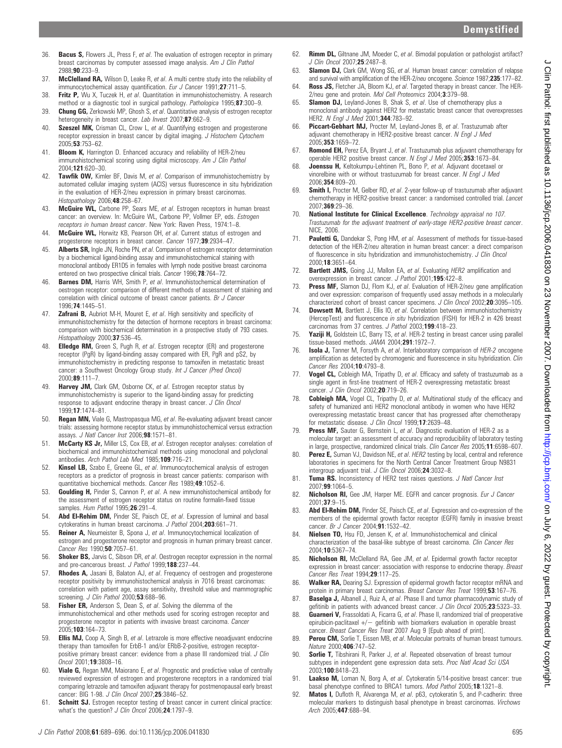36. **Bacus S,** Flowers JL, Press F, *et al*. The evaluation of estrogen receptor in primary breast carcinomas by computer assessed image analysis. *Am J Clin Pathol* 2988;**90**:233–9.
37. **McClelland RA,** Wilson D, Leake R, *et al*. A multi centre study into the reliability of immunocytochemical assay quantification. *Eur J Cancer* 1991;**27**:711–5.
38. **Fritz P,** Wu X, Tuczek H, *et al*. Quantitation in immunohistochemistry. A research method or a diagnostic tool in surgical pathology. *Pathologica* 1995;**87**:300–9.
39. **Chung GG,** Zerkowski MP, Ghosh S, *et al*. Quantitative analysis of estrogen receptor heterogeneity in breast cancer. *Lab Invest* 2007;**87**:662–9.
40. **Szeszel MK,** Crisman CL, Crow L, *et al*. Quantifying estrogen and progesterone receptor expression in breast cancer by digital imaging. *J Histochem Cytochem* 2005;**53**:753–62.
41. **Bloom K,** Harrington D. Enhanced accuracy and reliability of HER-2/neu immunohistochemical scoring using digital microscopy. *Am J Clin Pathol* 2004;**121**:620–30.
42. **Tawfik OW,** Kimler BF, Davis M, *et al*. Comparison of immunohistochemistry by automated cellular imaging system (ACIS) versus fluorescence in situ hybridization in the evaluation of HER-2/neu expression in primary breast carcinomas. *Histopathology* 2006;**48**:258–67.
43. **McGuire WL,** Carbone PP, Sears ME, *et al*. Estrogen receptors in human breast cancer: an overview. In: McGuire WL, Carbone PP, Vollmer EP, eds. *Estrogen receptors in human breast cancer*. New York: Raven Press, 1974:1–8.
44. **McGuire WL,** Horwitz KB, Pearson OH, *et al*. Current status of estrogen and progesterone receptors in breast cancer. *Cancer* 1977;**39**:2934–47.
45. **Alberts SR,** Ingle JN, Roche PN, *et al*. Comparison of estrogen receptor determination by a biochemical ligand-binding assay and immunohistochemical staining with monoclonal antibody ER1D5 in females with lymph node positive breast carcinoma entered on two prospective clinical trials. *Cancer* 1996;**78**:764–72.
46. **Barnes DM,** Harris WH, Smith P, *et al*. Immunohistochemical determination of oestrogen receptor: comparison of different methods of assessment of staining and correlation with clinical outcome of breast cancer patients. *Br J Cancer* 1996;**74**:1445–51.
47. **Zafrani B,** Aubriot M-H, Mouret E, *et al*. High sensitivity and specificity of immunohistochemistry for the detection of hormone receptors in breast carcinoma: comparison with biochemical determination in a prospective study of 793 cases. *Histopathology* 2000;**37**:536–45.
48. **Elledge RM,** Green S, Pugh R, *et al*. Estrogen receptor (ER) and progesterone receptor (PgR) by ligand-binding assay compared with ER, PgR and pS2, by immunohistochemistry in predicting response to tamoxifen in metastatic breast cancer: a Southwest Oncology Group study. *Int J Cancer (Pred Oncol)* 2000;**89**:111–7.
49. **Harvey JM,** Clark GM, Osborne CK, *et al*. Estrogen receptor status by immunohistochemistry is superior to the ligand-binding assay for predicting response to adjuvant endocrine therapy in breast cancer. *J Clin Oncol* 1999;**17**:1474–81.
50. **Regan MN,** Viale G, Mastropasqua MG, *et al*. Re-evaluating adjuvant breast cancer trials: assessing hormone receptor status by immunohistochemical versus extraction assays. *J Natl Cancer Inst* 2006;**98**:1571–81.
51. **McCarty KS Jr,** Miller LS, Cox EB, *et al*. Estrogen receptor analyses: correlation of biochemical and immunohistochemical methods using monoclonal and polyclonal antibodies. *Arch Pathol Lab Med* 1985;**109**:716–21.
52. **Kinsel LB,** Szabo E, Greene GL, *et al*. Immunocytochemical analysis of estrogen receptors as a predictor of prognosis in breast cancer patients: comparison with quantitative biochemical methods. *Cancer Res* 1989;**49**:1052–6.
53. **Goulding H,** Pinder S, Cannon P, *et al*. A new immunohistochemical antibody for the assessment of estrogen receptor status on routine formalin-fixed tissue samples. *Hum Pathol* 1995;**26**:291–4.
54. **Abd El-Rehim DM,** Pinder SE, Paisch CE, *et al*. Expression of luminal and basal cytokeratins in human breast carcinoma. *J Pathol* 2004;**203**:661–71.
55. **Reiner A,** Neumeister B, Spona J, *et al*. Immunocytochemical localization of estrogen and progesterone receptor and prognosis in human primary breast cancer. *Cancer Res* 1990;**50**:7057–61.
56. **Shoker BS,** Jarvis C, Sibson DR, *et al*. Oestrogen receptor expression in the normal and pre-cancerous breast. *J Pathol* 1999;**188**:237–44.
57. **Rhodes A,** Jasani B, Balaton AJ, *et al*. Frequency of oestrogen and progesterone receptor positivity by immunohistochemical analysis in 7016 breast carcinomas: correlation with patient age, assay sensitivity, threshold value and mammographic screening. *J Clin Pathol* 2000;**53**:688–96.
58. **Fisher ER,** Anderson S, Dean S, *et al*. Solving the dilemma of the immunohistochemical and other methods used for scoring estrogen receptor and progesterone receptor in patients with invasive breast carcinoma. *Cancer* 2005;**103**:164–73.
59. **Ellis MJ,** Coop A, Singh B, *et al*. Letrozole is more effective neoadjuvant endocrine therapy than tamoxifen for ErbB-1 and/or ERbB-2-positive, estrogen receptor-positive primary breast cancer: evidence from a phase III randomized trial. *J Clin Oncol* 2001;**19**:3808–16.
60. **Viale G,** Regan MM, Maiorano E, *et al*. Prognostic and predictive value of centrally reviewed expression of estrogen and progesterone receptors in a randomized trial comparing letrazole and tamoxifen adjuvant therapy for postmenopausal early breast cancer: BIG 1-98. *J Clin Oncol* 2007;**25**:3846–52.
61. **Schnitt SJ.** Estrogen receptor testing of breast cancer in current clinical practice: what's the question? *J Clin Oncol* 2006;**24**:1797–9.
62. **Rimm DL,** Giltnane JM, Moeder C, *et al*. Bimodal population or pathologist artifact? *J Clin Oncol* 2007;**25**:2487–8.
63. **Slamon DJ,** Clark GM, Wong SG, *et al*. Human breast cancer: correlation of relapse and survival with amplification of the HER-2/*neu* oncogene. *Science* 1987;**235**:177–82.
64. **Ross JS,** Fletcher JA, Bloom KJ, *et al*. Targeted therapy in breast cancer. The HER-2/neu gene and protein. *Mol Cell Proteomics* 2004;**3**:379–98.
65. **Slamon DJ,** Leyland-Jones B, Shak S, *et al*. Use of chemotherapy plus a monoclonal antibody against HER2 for metastatic breast cancer that overexpresses HER2. *N Engl J Med* 2001;**344**:783–92.
66. **Piccart-Gebhart MJ,** Procter M, Leyland-Jones B, *et al*. Trastuzumab after adjuvant chemotherapy in HER2-positive breast cancer. *N Engl J Med* 2005;**353**:1659–72.
67. **Romond EH,** Perez EA, Bryant J, *et al*. Trastuzumab plus adjuvant chemotherapy for operable HER2 positive breast cancer. *N Engl J Med* 2005;**353**:1673–84.
68. **Joensuu H,** Keltokumpu-Lehtinen PL, Bono P, *et al*. Adjuvant docetaxel or vinorelbine with or without trastuzumab for breast cancer. *N Engl J Med* 2006;**354**:809–20.
69. **Smith I,** Procter M, Gelber RD, *et al*. 2-year follow-up of trastuzumab after adjuvant chemotherapy in HER2-positive breast cancer: a randomised controlled trial. *Lancet* 2007;**369**:29–36.
70. **National Institute for Clinical Excellence**. *Technology appraisal no 107. Trastuzumab for the adjuvant treatment of early-stage HER2-positive breast cancer*. NICE, 2006.
71. **Pauletti G,** Dandekar S, Pong HM, *et al*. Assessment of methods for tissue-based detection of the HER-2/*neu* alteration in human breast cancer: a direct comparison of fluorescence in situ hybridization and immunohistochemistry. *J Clin Oncol* 2000;**18**:3651–64.
72. **Bartlett JMS,** Going JJ, Mallon EA, *et al*. Evaluating *HER2* amplification and overexpression in breast cancer. *J Pathol* 2001;**195**:422–8.
73. **Press MF,** Slamon DJ, Flom KJ, *et al*. Evaluation of HER-2/*neu* gene amplification and over expression: comparison of frequently used assay methods in a molecularly characterized cohort of breast cancer specimens. *J Clin Oncol* 2002;**20**:3095–105.
74. **Dowsett M,** Bartlett J, Ellis IO, *et al*. Correlation between immunohistochemistry (HercepTest) and fluorescence *in situ* hybridization (FISH) for HER-2 in 426 breast carcinomas from 37 centres. *J Pathol* 2003;**199**:418–23.
75. **Yaziji H,** Goldstein LC, Barry TS, *et al*. HER-2 testing in breast cancer using parallel tissue-based methods. *JAMA* 2004;**291**:1972–7.
76. **Isola J,** Tanner M, Forsyth A, *et al*. Interlaboratory comparison of *HER-2* oncogene amplification as detected by chromogenic and fluorescence in situ hybridization. *Clin Cancer Res* 2004;**10**:4793–8.
77. **Vogel CL,** Cobleigh MA, Tripathy D, *et al*. Efficacy and safety of trastuzumab as a single agent in first-line treatment of HER-2 overexpressing metastatic breast cancer. *J Clin Oncol* 2002;**20**:719–26.
78. **Cobleigh MA,** Vogel CL, Tripathy D, *et al*. Multinational study of the efficacy and safety of humanized anti HER2 monoclonal antibody in women who have HER2 overexpressing metastatic breast cancer that has progressed after chemotherapy for metastatic disease. *J Clin Oncol* 1999;**17**:2639–48.
79. **Press MF,** Sauter G, Bernstein L, *et al*. Diagnostic evaluation of HER-2 as a molecular target: an assessment of accuracy and reproducibility of laboratory testing in large, prospective, randomized clinical trials. *Clin Cancer Res* 2005;**11**:6598–607.
80. **Perez E,** Suman VJ, Davidson NE, *et al*. *HER2* testing by local, central and reference laboratories in specimens for the North Central Cancer Treatment Group N9831 intergroup adjuvant trial. *J Clin Oncol* 2006;**24**:3032–8.
81. **Tuma RS.** Inconsistency of HER2 test raises questions. *J Natl Cancer Inst* 2007;**99**:1064–5.
82. **Nicholson RI,** Gee JM, Harper ME. EGFR and cancer prognosis. *Eur J Cancer* 2001;**37**:9–15.
83. **Abd El-Rehim DM,** Pinder SE, Paisch CE, *et al*. Expression and co-expression of the members of the epidermal growth factor receptor (EGFR) family in invasive breast cancer. *Br J Cancer* 2004;**91**:1532–42.
84. **Nielsen TO,** Hsu FD, Jensen K, *et al*. Immunohistochemical and clinical characterization of the basal-like subtype of breast carcinoma. *Clin Cancer Res* 2004;**10**:5367–74.
85. **Nicholson RI,** McClelland RA, Gee JM, *et al*. Epidermal growth factor receptor expression in breast cancer: association with response to endocrine therapy. *Breast Cancer Res Treat* 1994;**29**:117–25.
86. **Walker RA,** Dearing SJ. Expression of epidermal growth factor receptor mRNA and protein in primary breast carcinomas. *Breast Cancer Res Treat* 1999;**53**:167–76.
87. **Baselga J,** Albanell J, Ruiz A, *et al*. Phase II and tumor pharmacodynamic study of gefitinib in patients with advanced breast cancer. *J Clin Oncol* 2005;**23**:5323–33.
88. **Guarneri V,** Frassoldati A, Ficarra G, *et al*. Phase II, randomized trial of preoperative epirubicin-paclitaxel +/− gefitinib with biomarkers evaluation in operable breast cancer. *Breast Cancer Res Treat* 2007 Aug 9 [Epub ahead of print].
89. **Perou CM,** Sorlie T, Eissen MB, *et al*. Molecular portraits of human breast tumours. *Nature* 2000;**406**:747–52.
90. **Sorlie T,** Tibshirani R, Parker J, *et al*. Repeated observation of breast tumour subtypes in independent gene expression data sets. *Proc Natl Acad Sci USA* 2003;**100**:8418–23.
91. **Laakso M,** Loman N, Borg A, *et al*. Cytokeratin 5/14-positive breast cancer: true basal phenotype confined to BRCA1 tumors. *Mod Pathol* 2005;**18**:1321–8.
92. **Matos I,** Dufloth R, Alvarenga M, *et al*. p63, cytokeratin 5, and P-cadherin: three molecular markers to distinguish basal phenotype in breast carcinomas. *Virchows Arch* 2005;**447**:688–94.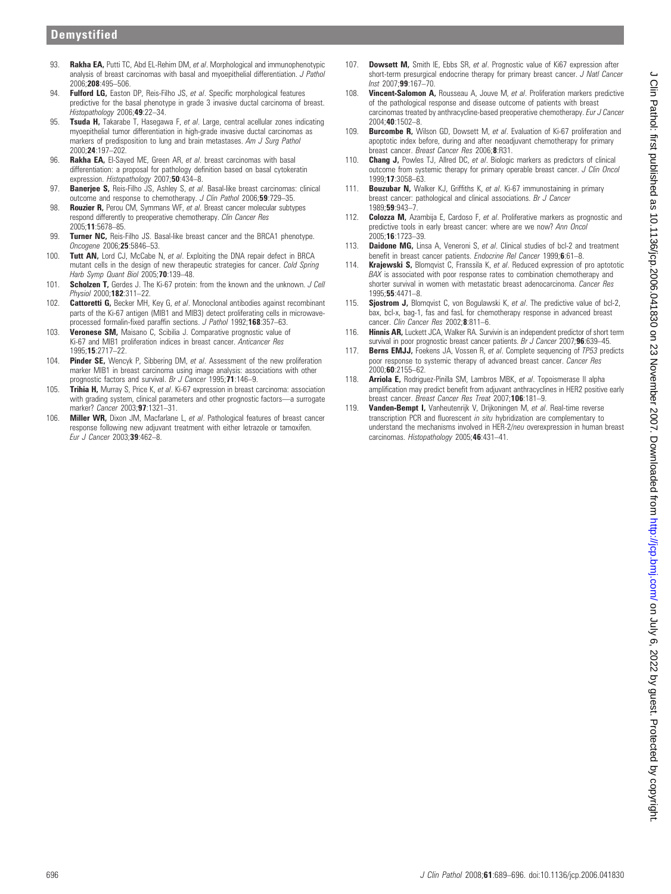93. **Rakha EA,** Putti TC, Abd EL-Rehim DM, *et al*. Morphological and immunophenotypic analysis of breast carcinomas with basal and myoepithelial differentiation. *J Pathol* 2006;**208**:495–506.
94. **Fulford LG,** Easton DP, Reis-Filho JS, *et al*. Specific morphological features predictive for the basal phenotype in grade 3 invasive ductal carcinoma of breast. *Histopathology* 2006;**49**:22–34.
95. **Tsuda H,** Takarabe T, Hasegawa F, *et al*. Large, central acellular zones indicating myoepithelial tumor differentiation in high-grade invasive ductal carcinomas as markers of predisposition to lung and brain metastases. *Am J Surg Pathol* 2000;**24**:197–202.
96. **Rakha EA,** El-Sayed ME, Green AR, *et al*. breast carcinomas with basal differentiation: a proposal for pathology definition based on basal cytokeratin expression. *Histopathology* 2007;**50**:434–8.
97. **Banerjee S,** Reis-Filho JS, Ashley S, *et al*. Basal-like breast carcinomas: clinical outcome and response to chemotherapy. *J Clin Pathol* 2006;**59**:729–35.
98. **Rouzier R,** Perou CM, Symmans WF, *et al*. Breast cancer molecular subtypes respond differently to preoperative chemotherapy. *Clin Cancer Res* 2005;**11**:5678–85.
99. **Turner NC,** Reis-Filho JS. Basal-like breast cancer and the BRCA1 phenotype. *Oncogene* 2006;**25**:5846–53.
100. **Tutt AN,** Lord CJ, McCabe N, *et al*. Exploiting the DNA repair defect in BRCA mutant cells in the design of new therapeutic strategies for cancer. *Cold Spring Harb Symp Quant Biol* 2005;**70**:139–48.
101. **Scholzen T,** Gerdes J. The Ki-67 protein: from the known and the unknown. *J Cell Physiol* 2000;**182**:311–22.
102. **Cattoretti G,** Becker MH, Key G, *et al*. Monoclonal antibodies against recombinant parts of the Ki-67 antigen (MIB1 and MIB3) detect proliferating cells in microwave-processed formalin-fixed paraffin sections. *J Pathol* 1992;**168**:357–63.
103. **Veronese SM,** Maisano C, Scibilia J. Comparative prognostic value of Ki-67 and MIB1 proliferation indices in breast cancer. *Anticancer Res* 1995;**15**:2717–22.
104. **Pinder SE,** Wencyk P, Sibbering DM, *et al*. Assessment of the new proliferation marker MIB1 in breast carcinoma using image analysis: associations with other prognostic factors and survival. *Br J Cancer* 1995;**71**:146–9.
105. **Trihia H,** Murray S, Price K, *et al*. Ki-67 expression in breast carcinoma: association with grading system, clinical parameters and other prognostic factors—a surrogate marker? *Cancer* 2003;**97**:1321–31.
106. **Miller WR,** Dixon JM, Macfarlane L, *et al*. Pathological features of breast cancer response following new adjuvant treatment with either letrozole or tamoxifen. *Eur J Cancer* 2003;**39**:462–8.
107. **Dowsett M,** Smith IE, Ebbs SR, *et al*. Prognostic value of Ki67 expression after short-term presurgical endocrine therapy for primary breast cancer. *J Natl Cancer Inst* 2007;**99**:167–70.
108. **Vincent-Salomon A,** Rousseau A, Jouve M, *et al*. Proliferation markers predictive of the pathological response and disease outcome of patients with breast carcinomas treated by anthracycline-based preoperative chemotherapy. *Eur J Cancer* 2004;**40**:1502–8.
109. **Burcombe R,** Wilson GD, Dowsett M, *et al*. Evaluation of Ki-67 proliferation and apoptotic index before, during and after neoadjuvant chemotherapy for primary breast cancer. *Breast Cancer Res* 2006;**8**:R31.
110. **Chang J,** Powles TJ, Allred DC, *et al*. Biologic markers as predictors of clinical outcome from systemic therapy for primary operable breast cancer. *J Clin Oncol* 1999;**17**:3058–63.
111. **Bouzubar N,** Walker KJ, Griffiths K, *et al*. Ki-67 immunostaining in primary breast cancer: pathological and clinical associations. *Br J Cancer* 1989;**59**:943–7.
112. **Colozza M,** Azambija E, Cardoso F, *et al*. Proliferative markers as prognostic and predictive tools in early breast cancer: where are we now? *Ann Oncol* 2005;**16**:1723–39.
113. **Daidone MG,** Linsa A, Veneroni S, *et al*. Clinical studies of bcl-2 and treatment benefit in breast cancer patients. *Endocrine Rel Cancer* 1999;**6**:61–8.
114. **Krajewski S,** Blomqvist C, Franssila K, *et al*. Reduced expression of pro aptototic *BAX* is associated with poor response rates to combination chemotherapy and shorter survival in women with metastatic breast adenocarcinoma. *Cancer Res* 1995;**55**:4471–8.
115. **Sjostrom J,** Blomqvist C, von Bogulawski K, *et al*. The predictive value of bcl-2, bax, bcl-x, bag-1, fas and fasL for chemotherapy response in advanced breast cancer. *Clin Cancer Res* 2002;**8**:811–6.
116. **Hinnis AR,** Luckett JCA, Walker RA. Survivin is an independent predictor of short term survival in poor prognostic breast cancer patients. *Br J Cancer* 2007;**96**:639–45.
117. **Berns EMJJ,** Foekens JA, Vossen R, *et al*. Complete sequencing of *TP53* predicts poor response to systemic therapy of advanced breast cancer. *Cancer Res* 2000;**60**:2155–62.
118. **Arriola E,** Rodriguez-Pinilla SM, Lambros MBK, *et al*. Topoisomerase II alpha amplification may predict benefit from adjuvant anthracyclines in HER2 positive early breast cancer. *Breast Cancer Res Treat* 2007;**106**:181–9.
119. **Vanden-Bempt I,** Vanheutenrijk V, Drijkoningen M, *et al*. Real-time reverse transcription PCR and fluorescent *in situ* hybridization are complementary to understand the mechanisms involved in HER-2/*neu* overexpression in human breast carcinomas. *Histopathology* 2005;**46**:431–41.